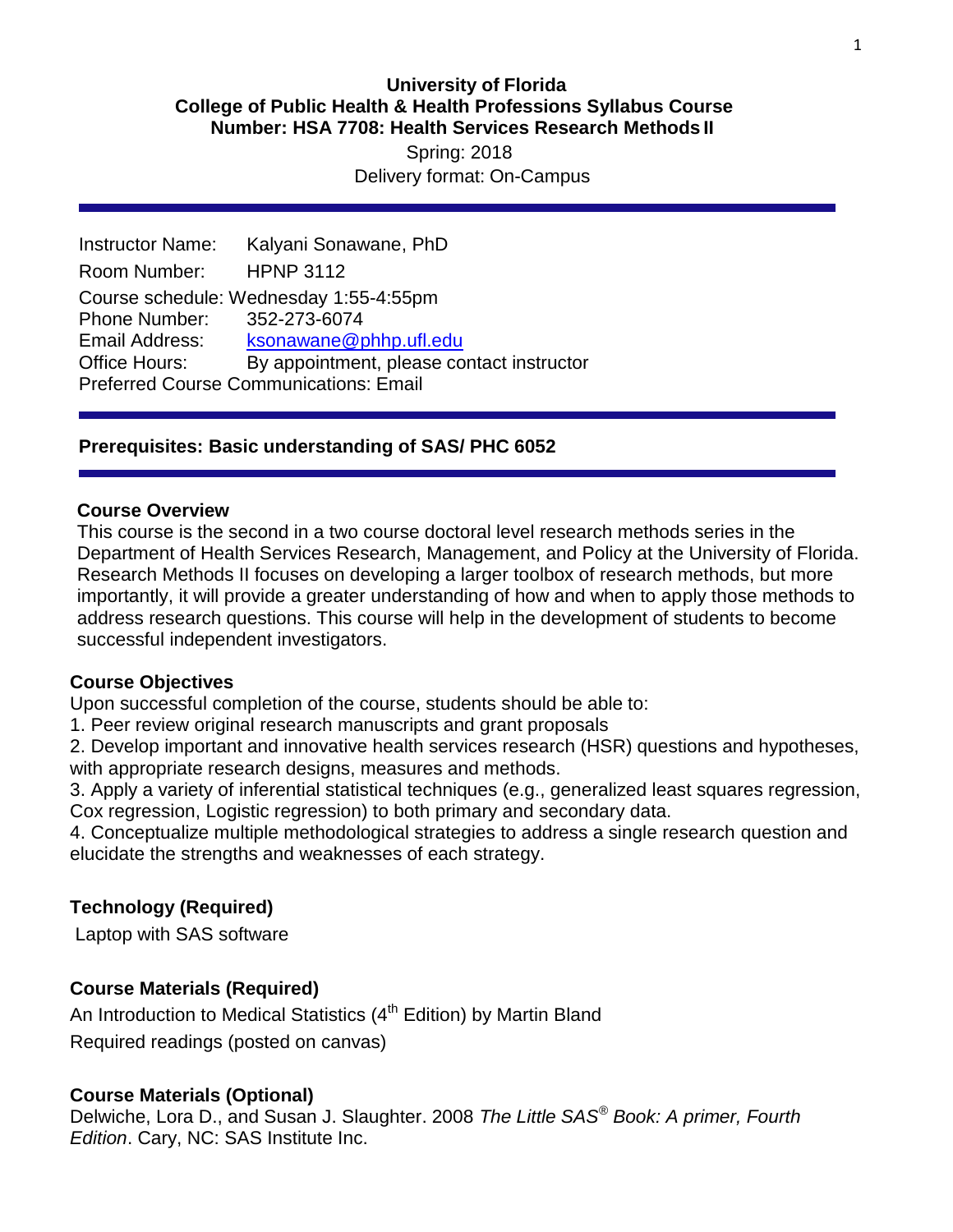**University of Florida**
**College of Public Health & Health Professions Syllabus Course Number: HSA 7708: Health Services Research Methods II**

Spring: 2018
Delivery format: On-Campus

Instructor Name: Kalyani Sonawane, PhD
Room Number: HPNP 3112
Course schedule: Wednesday 1:55-4:55pm
Phone Number: 352-273-6074
Email Address: ksonawane@phhp.ufl.edu
Office Hours: By appointment, please contact instructor
Preferred Course Communications: Email

**Prerequisites: Basic understanding of SAS/ PHC 6052**

## Course Overview

This course is the second in a two course doctoral level research methods series in the Department of Health Services Research, Management, and Policy at the University of Florida. Research Methods II focuses on developing a larger toolbox of research methods, but more importantly, it will provide a greater understanding of how and when to apply those methods to address research questions. This course will help in the development of students to become successful independent investigators.

## Course Objectives

Upon successful completion of the course, students should be able to:

1. Peer review original research manuscripts and grant proposals
2. Develop important and innovative health services research (HSR) questions and hypotheses, with appropriate research designs, measures and methods.
3. Apply a variety of inferential statistical techniques (e.g., generalized least squares regression, Cox regression, Logistic regression) to both primary and secondary data.
4. Conceptualize multiple methodological strategies to address a single research question and elucidate the strengths and weaknesses of each strategy.

## Technology (Required)

Laptop with SAS software

## Course Materials (Required)

An Introduction to Medical Statistics (4th Edition) by Martin Bland

Required readings (posted on canvas)

## Course Materials (Optional)

Delwiche, Lora D., and Susan J. Slaughter. 2008 *The Little SAS® Book: A primer, Fourth Edition*. Cary, NC: SAS Institute Inc.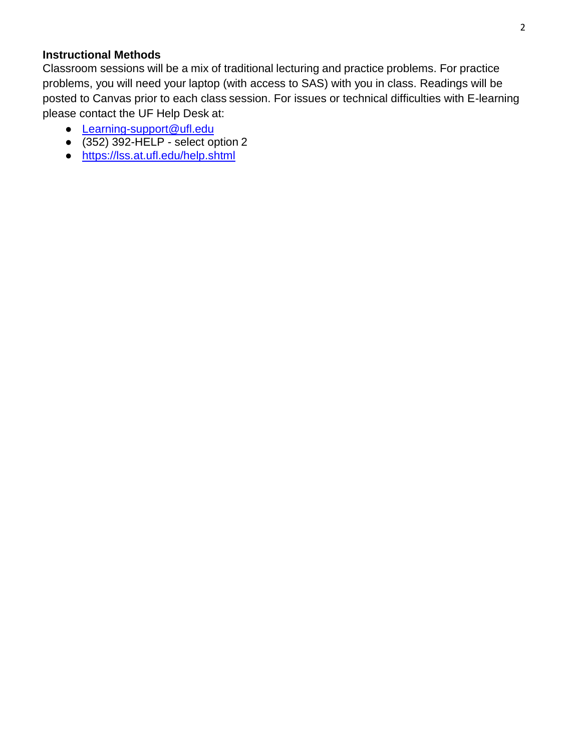**Instructional Methods**

Classroom sessions will be a mix of traditional lecturing and practice problems. For practice problems, you will need your laptop (with access to SAS) with you in class. Readings will be posted to Canvas prior to each class session. For issues or technical difficulties with E-learning please contact the UF Help Desk at:

- Learning-support@ufl.edu
- (352) 392-HELP - select option 2
- https://lss.at.ufl.edu/help.shtml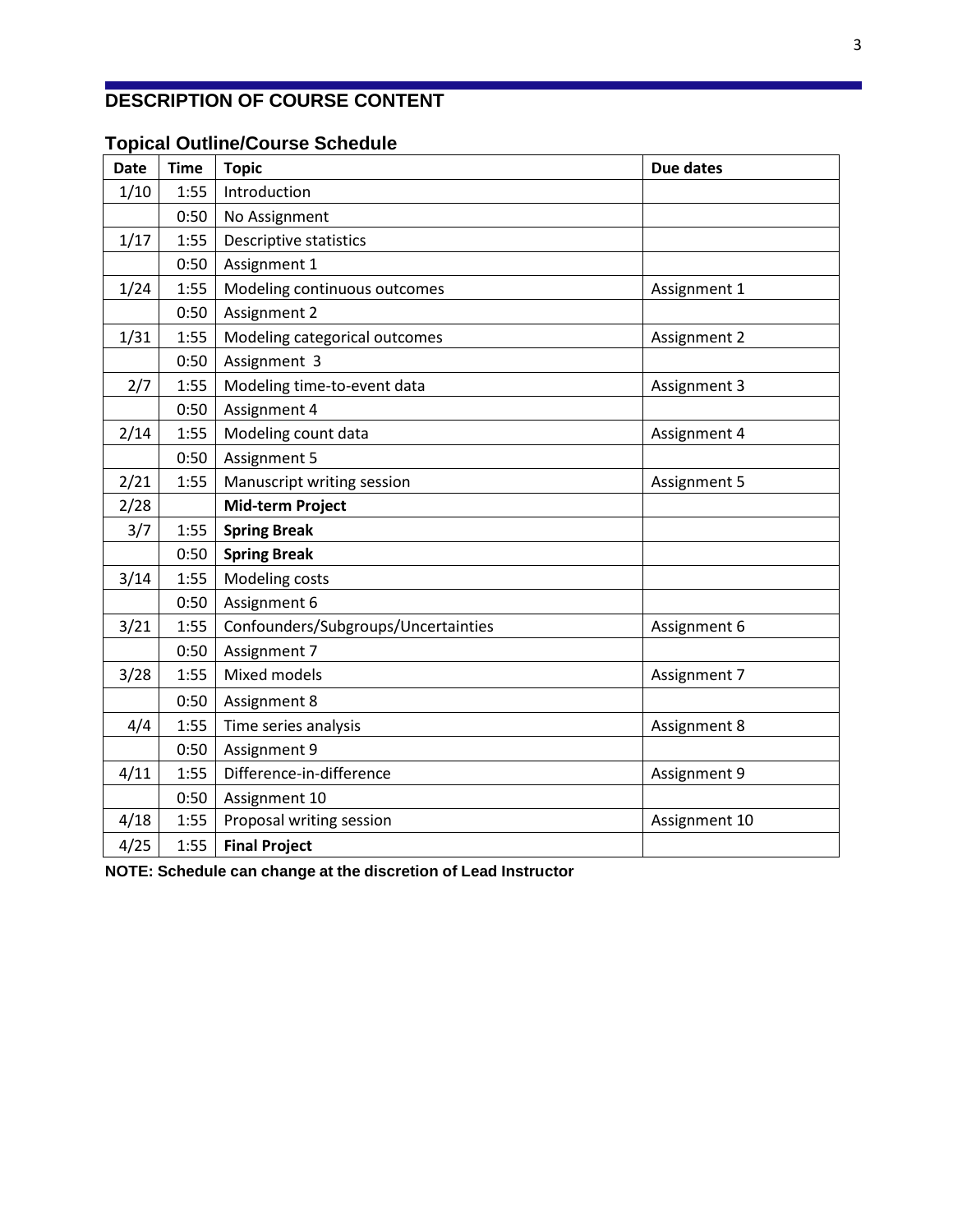## DESCRIPTION OF COURSE CONTENT

### Topical Outline/Course Schedule

| Date | Time | Topic | Due dates |
|---|---|---|---|
| 1/10 | 1:55 | Introduction | |
| | 0:50 | No Assignment | |
| 1/17 | 1:55 | Descriptive statistics | |
| | 0:50 | Assignment 1 | |
| 1/24 | 1:55 | Modeling continuous outcomes | Assignment 1 |
| | 0:50 | Assignment 2 | |
| 1/31 | 1:55 | Modeling categorical outcomes | Assignment 2 |
| | 0:50 | Assignment 3 | |
| 2/7 | 1:55 | Modeling time-to-event data | Assignment 3 |
| | 0:50 | Assignment 4 | |
| 2/14 | 1:55 | Modeling count data | Assignment 4 |
| | 0:50 | Assignment 5 | |
| 2/21 | 1:55 | Manuscript writing session | Assignment 5 |
| 2/28 | | **Mid-term Project** | |
| 3/7 | 1:55 | **Spring Break** | |
| | 0:50 | **Spring Break** | |
| 3/14 | 1:55 | Modeling costs | |
| | 0:50 | Assignment 6 | |
| 3/21 | 1:55 | Confounders/Subgroups/Uncertainties | Assignment 6 |
| | 0:50 | Assignment 7 | |
| 3/28 | 1:55 | Mixed models | Assignment 7 |
| | 0:50 | Assignment 8 | |
| 4/4 | 1:55 | Time series analysis | Assignment 8 |
| | 0:50 | Assignment 9 | |
| 4/11 | 1:55 | Difference-in-difference | Assignment 9 |
| | 0:50 | Assignment 10 | |
| 4/18 | 1:55 | Proposal writing session | Assignment 10 |
| 4/25 | 1:55 | **Final Project** | |

**NOTE: Schedule can change at the discretion of Lead Instructor**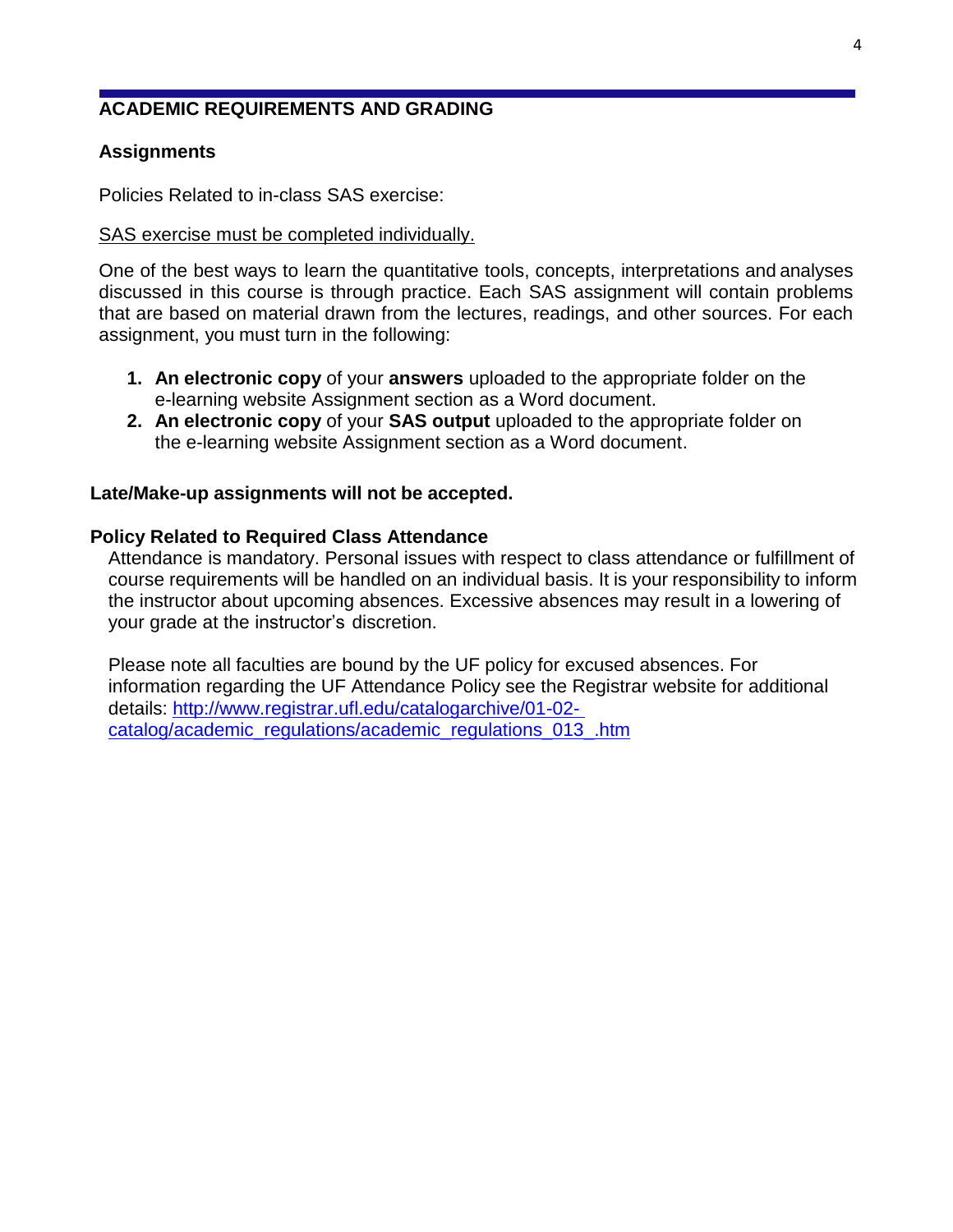## ACADEMIC REQUIREMENTS AND GRADING

### Assignments

Policies Related to in-class SAS exercise:

<u>SAS exercise must be completed individually.</u>

One of the best ways to learn the quantitative tools, concepts, interpretations and analyses discussed in this course is through practice. Each SAS assignment will contain problems that are based on material drawn from the lectures, readings, and other sources. For each assignment, you must turn in the following:

1. **An electronic copy** of your **answers** uploaded to the appropriate folder on the e-learning website Assignment section as a Word document.
2. **An electronic copy** of your **SAS output** uploaded to the appropriate folder on the e-learning website Assignment section as a Word document.

**Late/Make-up assignments will not be accepted.**

**Policy Related to Required Class Attendance**

Attendance is mandatory. Personal issues with respect to class attendance or fulfillment of course requirements will be handled on an individual basis. It is your responsibility to inform the instructor about upcoming absences. Excessive absences may result in a lowering of your grade at the instructor's discretion.

Please note all faculties are bound by the UF policy for excused absences. For information regarding the UF Attendance Policy see the Registrar website for additional details: [http://www.registrar.ufl.edu/catalogarchive/01-02-catalog/academic_regulations/academic_regulations_013_.htm](http://www.registrar.ufl.edu/catalogarchive/01-02-catalog/academic_regulations/academic_regulations_013_.htm)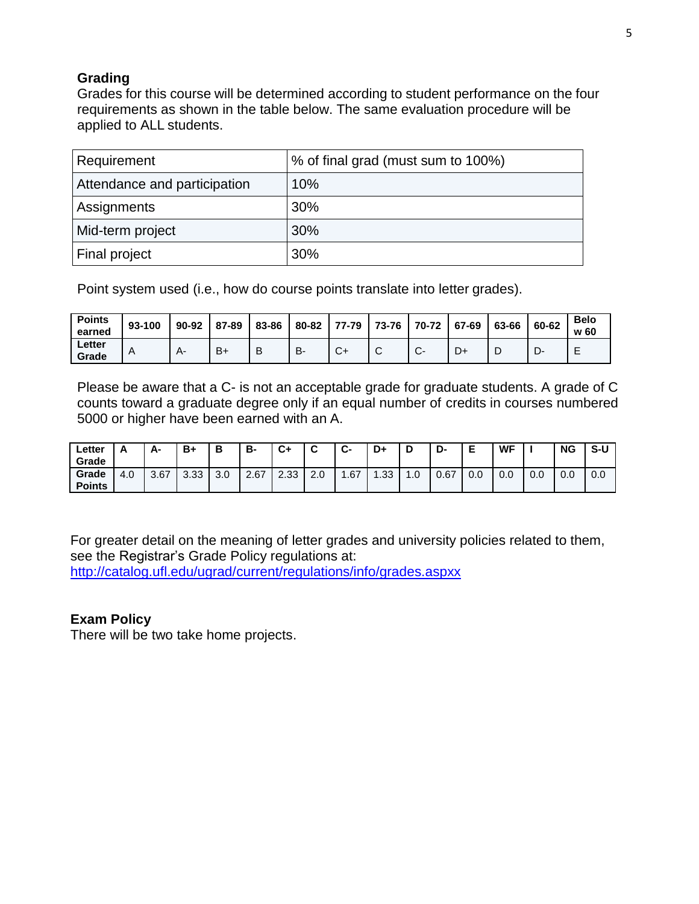## Grading

Grades for this course will be determined according to student performance on the four requirements as shown in the table below. The same evaluation procedure will be applied to ALL students.

| Requirement | % of final grad (must sum to 100%) |
|---|---|
| Attendance and participation | 10% |
| Assignments | 30% |
| Mid-term project | 30% |
| Final project | 30% |

Point system used (i.e., how do course points translate into letter grades).

| Points earned | 93-100 | 90-92 | 87-89 | 83-86 | 80-82 | 77-79 | 73-76 | 70-72 | 67-69 | 63-66 | 60-62 | Below 60 |
|---|---|---|---|---|---|---|---|---|---|---|---|---|
| Letter Grade | A | A- | B+ | B | B- | C+ | C | C- | D+ | D | D- | E |

Please be aware that a C- is not an acceptable grade for graduate students. A grade of C counts toward a graduate degree only if an equal number of credits in courses numbered 5000 or higher have been earned with an A.

| Letter Grade | A | A- | B+ | B | B- | C+ | C | C- | D+ | D | D- | E | WF | I | NG | S-U |
|---|---|---|---|---|---|---|---|---|---|---|---|---|---|---|---|---|
| Grade Points | 4.0 | 3.67 | 3.33 | 3.0 | 2.67 | 2.33 | 2.0 | 1.67 | 1.33 | 1.0 | 0.67 | 0.0 | 0.0 | 0.0 | 0.0 | 0.0 |

For greater detail on the meaning of letter grades and university policies related to them, see the Registrar's Grade Policy regulations at: http://catalog.ufl.edu/ugrad/current/regulations/info/grades.aspxx

## Exam Policy

There will be two take home projects.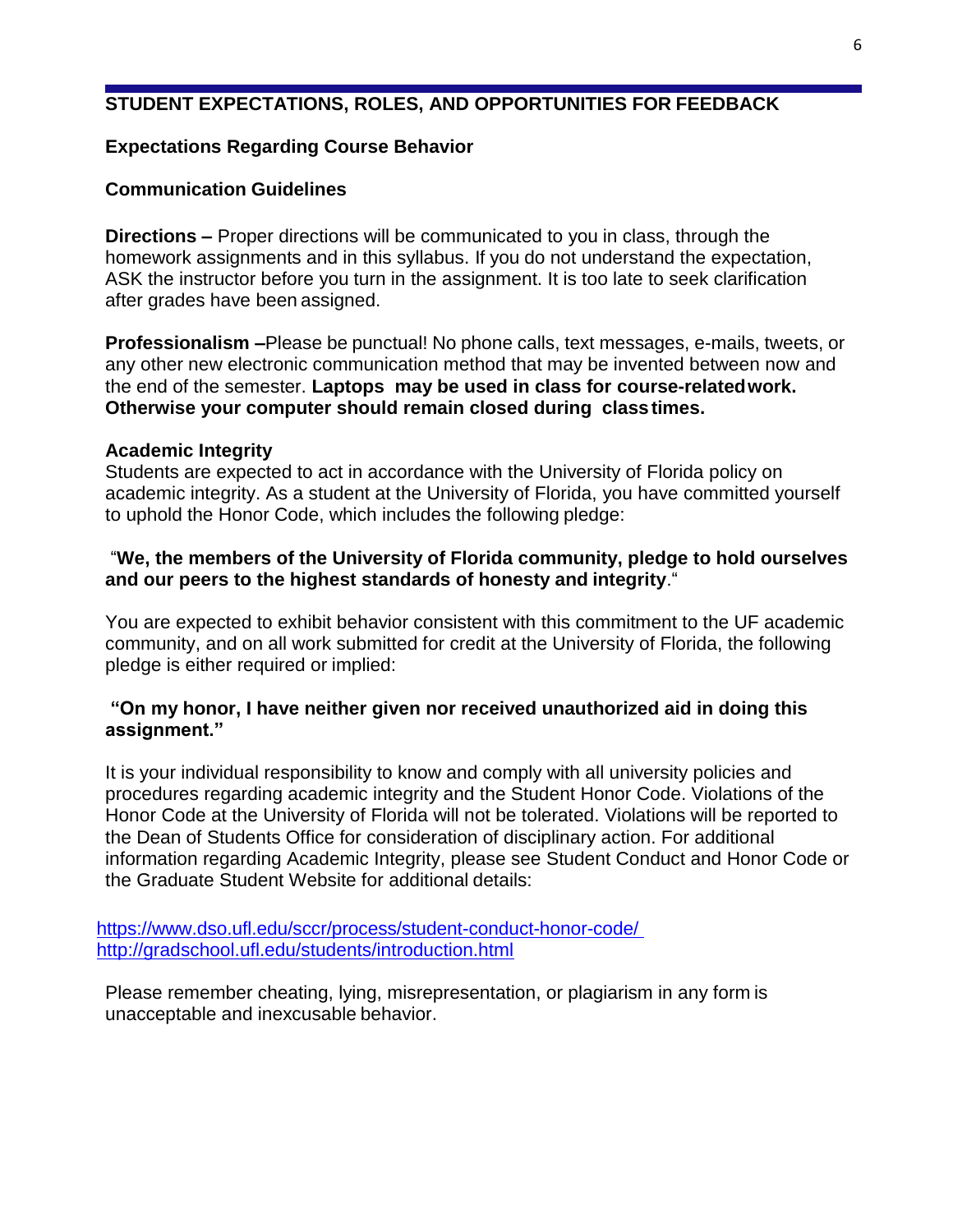## STUDENT EXPECTATIONS, ROLES, AND OPPORTUNITIES FOR FEEDBACK

### Expectations Regarding Course Behavior

### Communication Guidelines

**Directions –** Proper directions will be communicated to you in class, through the homework assignments and in this syllabus. If you do not understand the expectation, ASK the instructor before you turn in the assignment. It is too late to seek clarification after grades have been assigned.

**Professionalism –**Please be punctual! No phone calls, text messages, e-mails, tweets, or any other new electronic communication method that may be invented between now and the end of the semester. **Laptops may be used in class for course-related work. Otherwise your computer should remain closed during class times.**

**Academic Integrity**
Students are expected to act in accordance with the University of Florida policy on academic integrity. As a student at the University of Florida, you have committed yourself to uphold the Honor Code, which includes the following pledge:

"**We, the members of the University of Florida community, pledge to hold ourselves and our peers to the highest standards of honesty and integrity**."

You are expected to exhibit behavior consistent with this commitment to the UF academic community, and on all work submitted for credit at the University of Florida, the following pledge is either required or implied:

**"On my honor, I have neither given nor received unauthorized aid in doing this assignment."**

It is your individual responsibility to know and comply with all university policies and procedures regarding academic integrity and the Student Honor Code. Violations of the Honor Code at the University of Florida will not be tolerated. Violations will be reported to the Dean of Students Office for consideration of disciplinary action. For additional information regarding Academic Integrity, please see Student Conduct and Honor Code or the Graduate Student Website for additional details:

https://www.dso.ufl.edu/sccr/process/student-conduct-honor-code/
http://gradschool.ufl.edu/students/introduction.html

Please remember cheating, lying, misrepresentation, or plagiarism in any form is unacceptable and inexcusable behavior.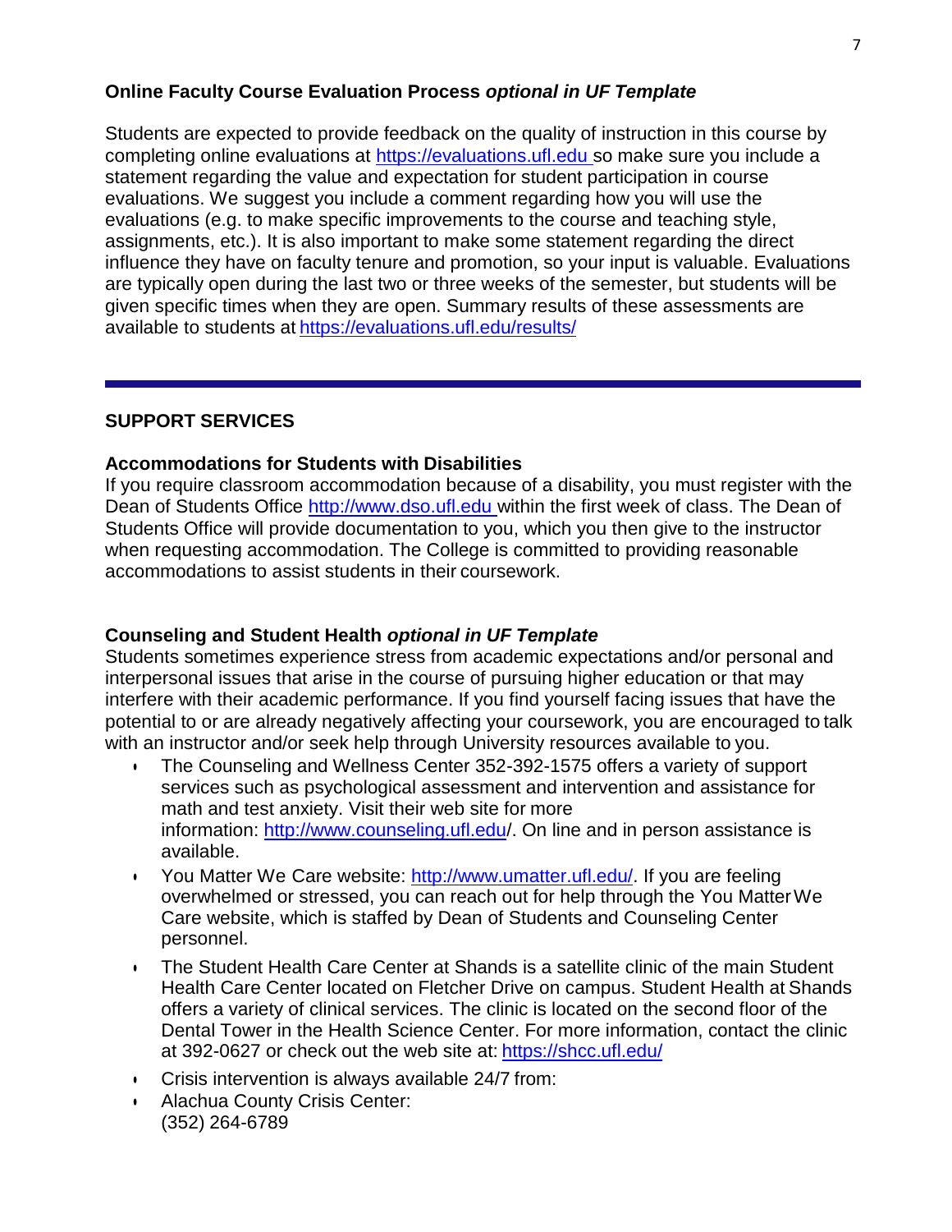### Online Faculty Course Evaluation Process *optional in UF Template*

Students are expected to provide feedback on the quality of instruction in this course by completing online evaluations at https://evaluations.ufl.edu so make sure you include a statement regarding the value and expectation for student participation in course evaluations. We suggest you include a comment regarding how you will use the evaluations (e.g. to make specific improvements to the course and teaching style, assignments, etc.). It is also important to make some statement regarding the direct influence they have on faculty tenure and promotion, so your input is valuable. Evaluations are typically open during the last two or three weeks of the semester, but students will be given specific times when they are open. Summary results of these assessments are available to students at https://evaluations.ufl.edu/results/

---

## SUPPORT SERVICES

### Accommodations for Students with Disabilities

If you require classroom accommodation because of a disability, you must register with the Dean of Students Office http://www.dso.ufl.edu within the first week of class. The Dean of Students Office will provide documentation to you, which you then give to the instructor when requesting accommodation. The College is committed to providing reasonable accommodations to assist students in their coursework.

### Counseling and Student Health *optional in UF Template*

Students sometimes experience stress from academic expectations and/or personal and interpersonal issues that arise in the course of pursuing higher education or that may interfere with their academic performance. If you find yourself facing issues that have the potential to or are already negatively affecting your coursework, you are encouraged to talk with an instructor and/or seek help through University resources available to you.

- The Counseling and Wellness Center 352-392-1575 offers a variety of support services such as psychological assessment and intervention and assistance for math and test anxiety. Visit their web site for more information: http://www.counseling.ufl.edu/. On line and in person assistance is available.
- You Matter We Care website: http://www.umatter.ufl.edu/. If you are feeling overwhelmed or stressed, you can reach out for help through the You Matter We Care website, which is staffed by Dean of Students and Counseling Center personnel.
- The Student Health Care Center at Shands is a satellite clinic of the main Student Health Care Center located on Fletcher Drive on campus. Student Health at Shands offers a variety of clinical services. The clinic is located on the second floor of the Dental Tower in the Health Science Center. For more information, contact the clinic at 392-0627 or check out the web site at: https://shcc.ufl.edu/
- Crisis intervention is always available 24/7 from:
- Alachua County Crisis Center:  
  (352) 264-6789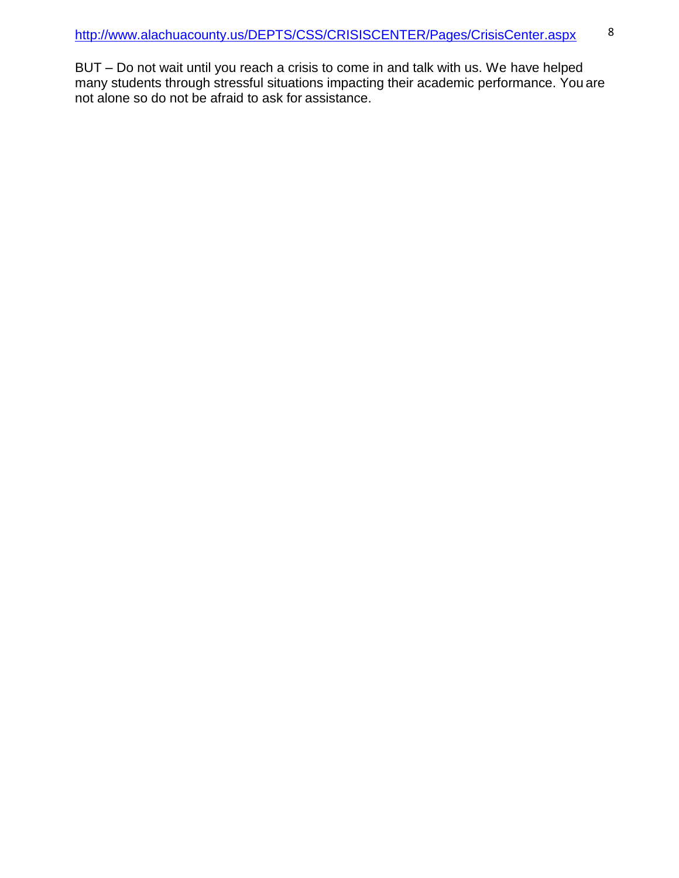http://www.alachuacounty.us/DEPTS/CSS/CRISISCENTER/Pages/CrisisCenter.aspx

BUT – Do not wait until you reach a crisis to come in and talk with us. We have helped many students through stressful situations impacting their academic performance. You are not alone so do not be afraid to ask for assistance.